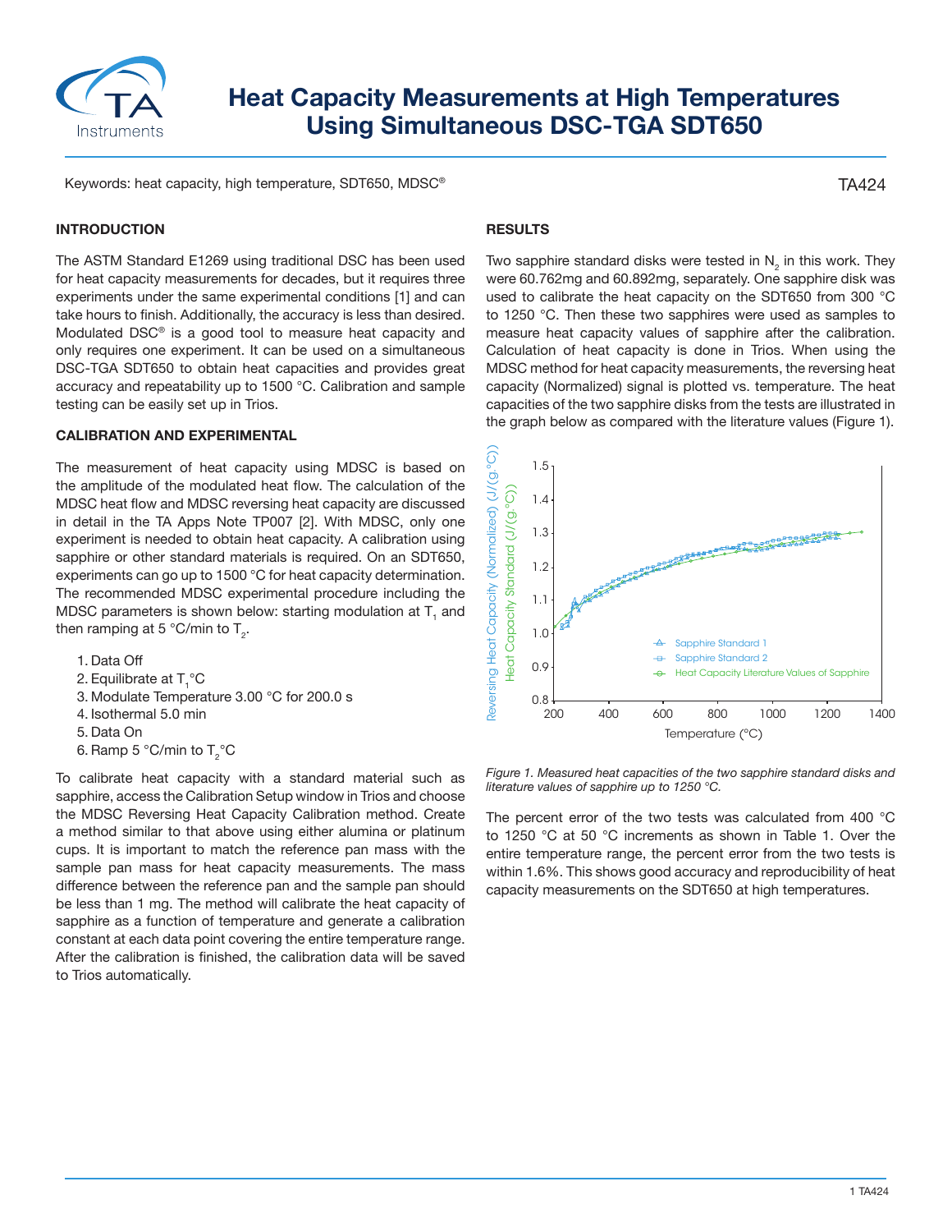# Heat Capacity Measurements at High Temperatures Using Simultaneous DSC-TGA SDT650

Keywords: heat capacity, high temperature, SDT650, MDSC®

TA424

## INTRODUCTION

The ASTM Standard E1269 using traditional DSC has been used for heat capacity measurements for decades, but it requires three experiments under the same experimental conditions [1] and can take hours to finish. Additionally, the accuracy is less than desired. Modulated DSC® is a good tool to measure heat capacity and only requires one experiment. It can be used on a simultaneous DSC-TGA SDT650 to obtain heat capacities and provides great accuracy and repeatability up to 1500 °C. Calibration and sample testing can be easily set up in Trios.

## CALIBRATION AND EXPERIMENTAL

The measurement of heat capacity using MDSC is based on the amplitude of the modulated heat flow. The calculation of the MDSC heat flow and MDSC reversing heat capacity are discussed in detail in the TA Apps Note TP007 [2]. With MDSC, only one experiment is needed to obtain heat capacity. A calibration using sapphire or other standard materials is required. On an SDT650, experiments can go up to 1500 °C for heat capacity determination. The recommended MDSC experimental procedure including the MDSC parameters is shown below: starting modulation at $T_1$ and then ramping at 5 °C/min to $T_2$.

1. Data Off
2. Equilibrate at $T_1$°C
3. Modulate Temperature 3.00 °C for 200.0 s
4. Isothermal 5.0 min
5. Data On
6. Ramp 5 °C/min to $T_2$°C

To calibrate heat capacity with a standard material such as sapphire, access the Calibration Setup window in Trios and choose the MDSC Reversing Heat Capacity Calibration method. Create a method similar to that above using either alumina or platinum cups. It is important to match the reference pan mass with the sample pan mass for heat capacity measurements. The mass difference between the reference pan and the sample pan should be less than 1 mg. The method will calibrate the heat capacity of sapphire as a function of temperature and generate a calibration constant at each data point covering the entire temperature range. After the calibration is finished, the calibration data will be saved to Trios automatically.

## RESULTS

Two sapphire standard disks were tested in $N_2$ in this work. They were 60.762mg and 60.892mg, separately. One sapphire disk was used to calibrate the heat capacity on the SDT650 from 300 °C to 1250 °C. Then these two sapphires were used as samples to measure heat capacity values of sapphire after the calibration. Calculation of heat capacity is done in Trios. When using the MDSC method for heat capacity measurements, the reversing heat capacity (Normalized) signal is plotted vs. temperature. The heat capacities of the two sapphire disks from the tests are illustrated in the graph below as compared with the literature values (Figure 1).

*Figure 1. Measured heat capacities of the two sapphire standard disks and literature values of sapphire up to 1250 °C.*

The percent error of the two tests was calculated from 400 °C to 1250 °C at 50 °C increments as shown in Table 1. Over the entire temperature range, the percent error from the two tests is within 1.6%. This shows good accuracy and reproducibility of heat capacity measurements on the SDT650 at high temperatures.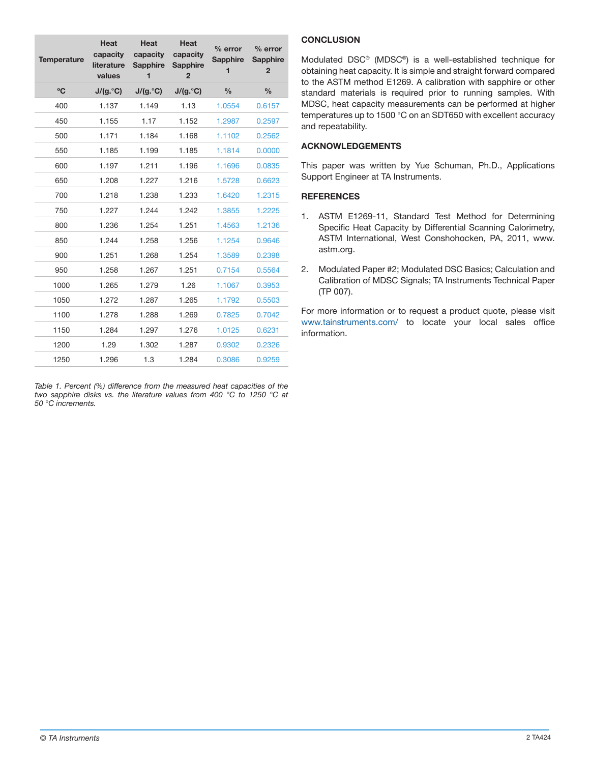| Temperature | Heat capacity literature values | Heat capacity Sapphire 1 | Heat capacity Sapphire 2 | % error Sapphire 1 | % error Sapphire 2 |
|---|---|---|---|---|---|
| °C | J/(g.°C) | J/(g.°C) | J/(g.°C) | % | % |
| 400 | 1.137 | 1.149 | 1.13 | 1.0554 | 0.6157 |
| 450 | 1.155 | 1.17 | 1.152 | 1.2987 | 0.2597 |
| 500 | 1.171 | 1.184 | 1.168 | 1.1102 | 0.2562 |
| 550 | 1.185 | 1.199 | 1.185 | 1.1814 | 0.0000 |
| 600 | 1.197 | 1.211 | 1.196 | 1.1696 | 0.0835 |
| 650 | 1.208 | 1.227 | 1.216 | 1.5728 | 0.6623 |
| 700 | 1.218 | 1.238 | 1.233 | 1.6420 | 1.2315 |
| 750 | 1.227 | 1.244 | 1.242 | 1.3855 | 1.2225 |
| 800 | 1.236 | 1.254 | 1.251 | 1.4563 | 1.2136 |
| 850 | 1.244 | 1.258 | 1.256 | 1.1254 | 0.9646 |
| 900 | 1.251 | 1.268 | 1.254 | 1.3589 | 0.2398 |
| 950 | 1.258 | 1.267 | 1.251 | 0.7154 | 0.5564 |
| 1000 | 1.265 | 1.279 | 1.26 | 1.1067 | 0.3953 |
| 1050 | 1.272 | 1.287 | 1.265 | 1.1792 | 0.5503 |
| 1100 | 1.278 | 1.288 | 1.269 | 0.7825 | 0.7042 |
| 1150 | 1.284 | 1.297 | 1.276 | 1.0125 | 0.6231 |
| 1200 | 1.29 | 1.302 | 1.287 | 0.9302 | 0.2326 |
| 1250 | 1.296 | 1.3 | 1.284 | 0.3086 | 0.9259 |

*Table 1. Percent (%) difference from the measured heat capacities of the two sapphire disks vs. the literature values from 400 °C to 1250 °C at 50 °C increments.*

## CONCLUSION

Modulated DSC® (MDSC®) is a well-established technique for obtaining heat capacity. It is simple and straight forward compared to the ASTM method E1269. A calibration with sapphire or other standard materials is required prior to running samples. With MDSC, heat capacity measurements can be performed at higher temperatures up to 1500 °C on an SDT650 with excellent accuracy and repeatability.

## ACKNOWLEDGEMENTS

This paper was written by Yue Schuman, Ph.D., Applications Support Engineer at TA Instruments.

## REFERENCES

1. ASTM E1269-11, Standard Test Method for Determining Specific Heat Capacity by Differential Scanning Calorimetry, ASTM International, West Conshohocken, PA, 2011, www.astm.org.
2. Modulated Paper #2; Modulated DSC Basics; Calculation and Calibration of MDSC Signals; TA Instruments Technical Paper (TP 007).

For more information or to request a product quote, please visit www.tainstruments.com/ to locate your local sales office information.